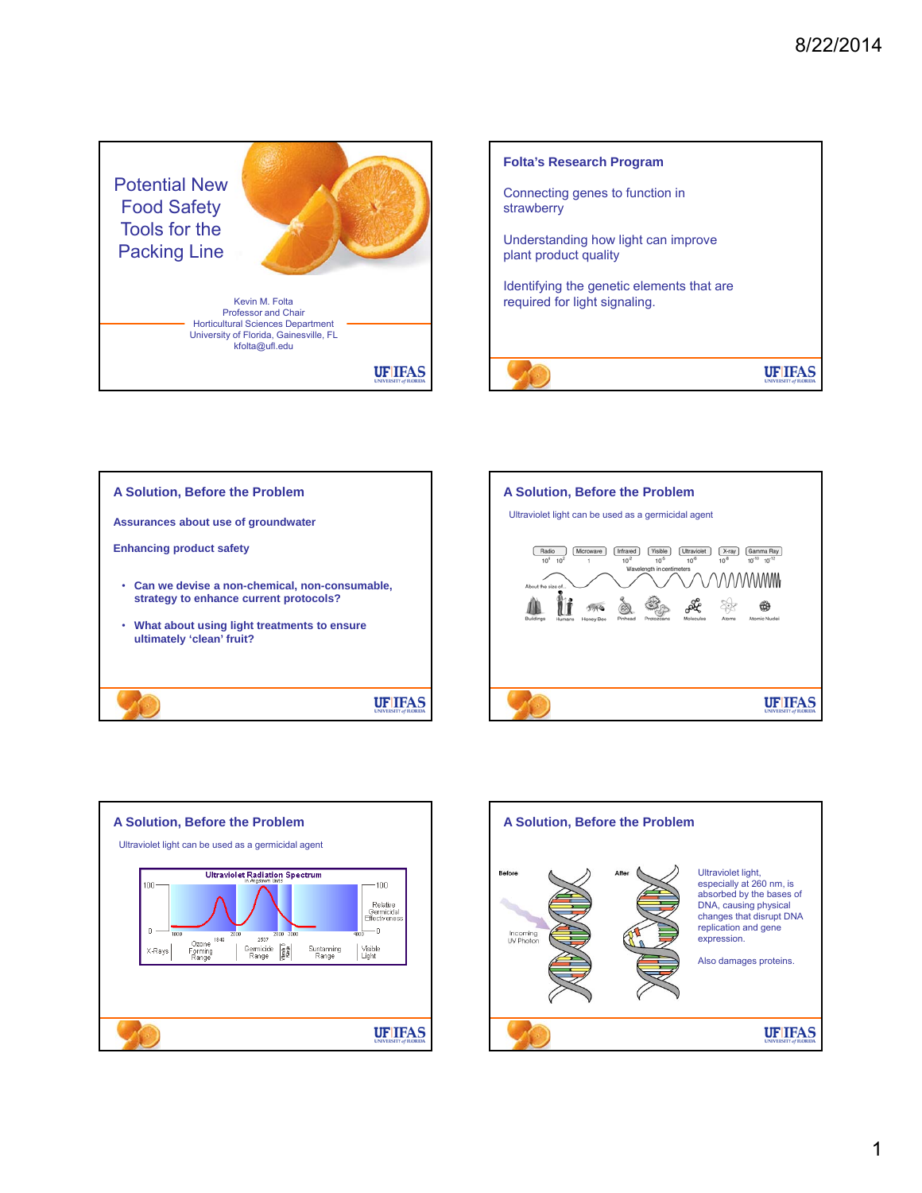# Potential New Food Safety Tools for the Packing Line

Kevin M. Folta
Professor and Chair
Horticultural Sciences Department
University of Florida, Gainesville, FL
kfolta@ufl.edu

## Folta's Research Program

Connecting genes to function in strawberry

Understanding how light can improve plant product quality

Identifying the genetic elements that are required for light signaling.

## A Solution, Before the Problem

**Assurances about use of groundwater**

**Enhancing product safety**

- **Can we devise a non-chemical, non-consumable, strategy to enhance current protocols?**
- **What about using light treatments to ensure ultimately 'clean' fruit?**

## A Solution, Before the Problem

Ultraviolet light can be used as a germicidal agent

## A Solution, Before the Problem

Ultraviolet light can be used as a germicidal agent

## A Solution, Before the Problem

Ultraviolet light, especially at 260 nm, is absorbed by the bases of DNA, causing physical changes that disrupt DNA replication and gene expression.

Also damages proteins.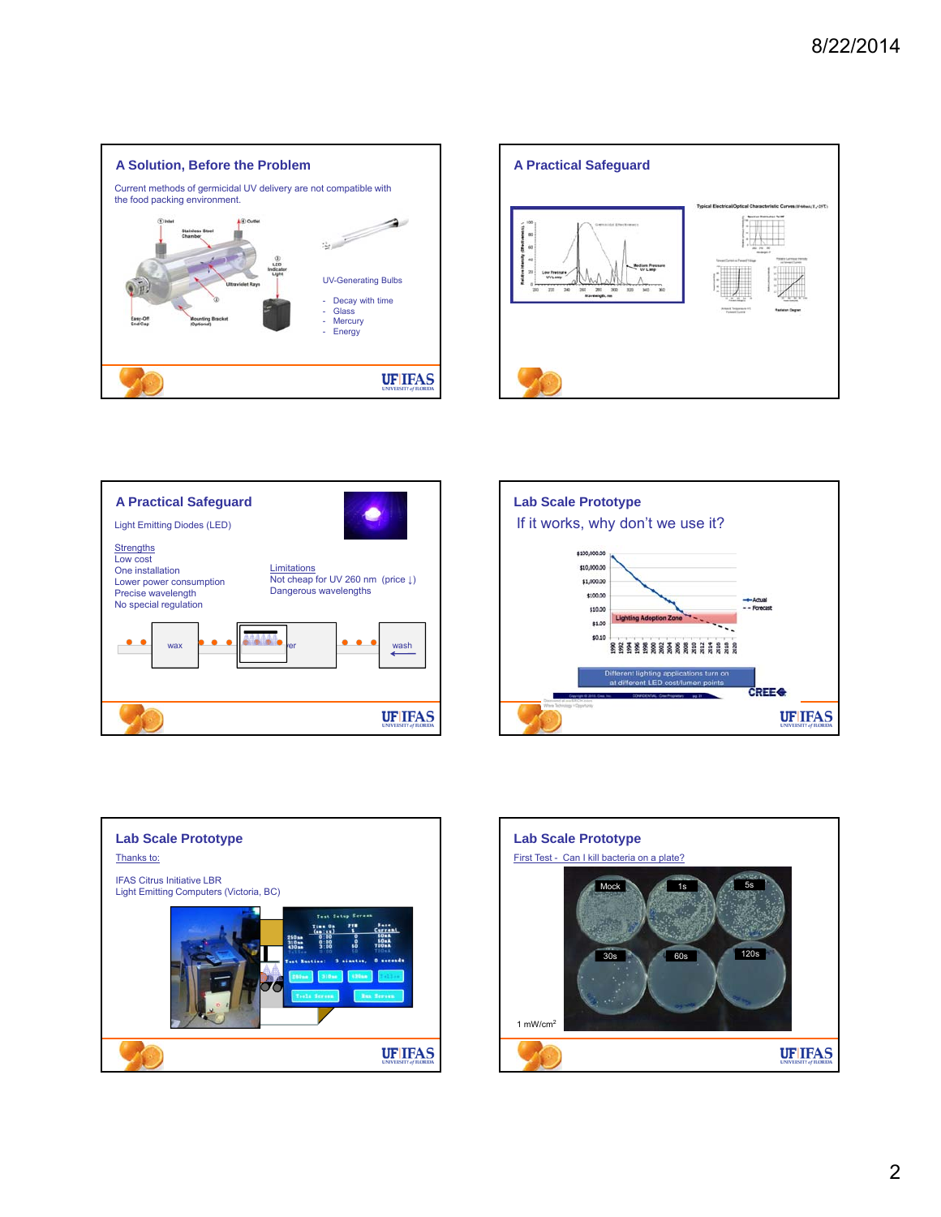## A Solution, Before the Problem

Current methods of germicidal UV delivery are not compatible with the food packing environment.

① Inlet
Stainless Steel Chamber
④ Outlet
② LED Indicator Light
Ultraviolet Rays
Easy-Off End Cap
Mounting Bracket (Optional)

UV-Generating Bulbs

- Decay with time
- Glass
- Mercury
- Energy

## A Practical Safeguard

Low Pressure UV Lamp
Medium Pressure UV Lamp
Wavelength, nm

Typical Electrical/Optical Characteristic Curves

## A Practical Safeguard

Light Emitting Diodes (LED)

Strengths
Low cost
One installation
Lower power consumption
Precise wavelength
No special regulation

Limitations
Not cheap for UV 260 nm (price ↓)
Dangerous wavelengths

wax
wash

## Lab Scale Prototype

If it works, why don't we use it?

$100,000.00
$10,000.00
$1,000.00
$100.00
$10.00
$1.00
$0.10

Lighting Adoption Zone

Actual
Forecast

1990 1992 1994 1996 1998 2000 2002 2004 2006 2008 2010 2012 2014 2016 2018 2020

Different lighting applications turn on at different LED cost/lumen points

CREE

## Lab Scale Prototype

Thanks to:

IFAS Citrus Initiative LBR
Light Emitting Computers (Victoria, BC)

Test Setup Screen

## Lab Scale Prototype

First Test - Can I kill bacteria on a plate?

Mock 1s 5s
30s 60s 120s

1 mW/cm$^2$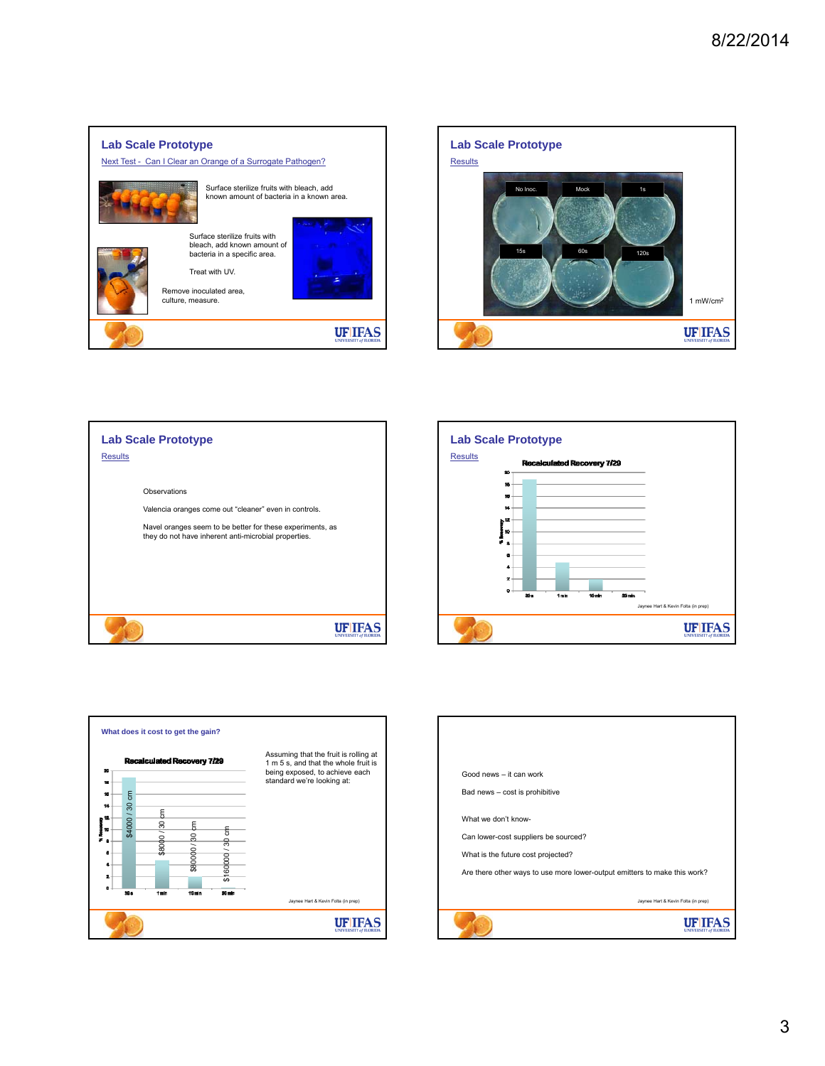## Lab Scale Prototype

Next Test - Can I Clear an Orange of a Surrogate Pathogen?

Surface sterilize fruits with bleach, add known amount of bacteria in a known area.

Surface sterilize fruits with bleach, add known amount of bacteria in a specific area.

Treat with UV.

Remove inoculated area, culture, measure.

## Lab Scale Prototype

Results

No Inoc. | Mock | 1s

15s | 60s | 120s

1 mW/cm$^2$

## Lab Scale Prototype

Results

Observations

Valencia oranges come out "cleaner" even in controls.

Navel oranges seem to be better for these experiments, as they do not have inherent anti-microbial properties.

## Lab Scale Prototype

Results

Recalculated Recovery 7/29

Jaynee Hart & Kevin Folta (in prep)

### What does it cost to get the gain?

Recalculated Recovery 7/29

$4000 / 30 cm

$8000 / 30 cm

$80000 / 30 cm

$160000 / 30 cm

Assuming that the fruit is rolling at 1 m 5 s, and that the whole fruit is being exposed, to achieve each standard we're looking at:

Jaynee Hart & Kevin Folta (in prep)

---

Good news – it can work

Bad news – cost is prohibitive

What we don't know-

Can lower-cost suppliers be sourced?

What is the future cost projected?

Are there other ways to use more lower-output emitters to make this work?

Jaynee Hart & Kevin Folta (in prep)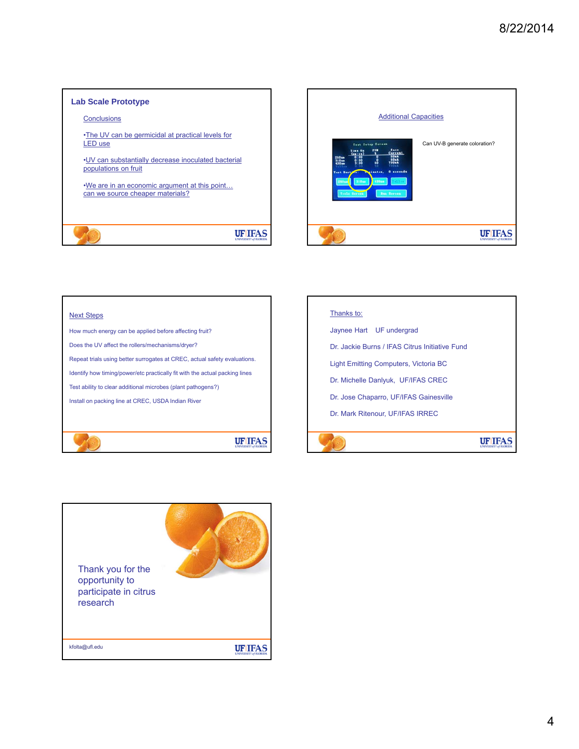## Lab Scale Prototype

Conclusions

- The UV can be germicidal at practical levels for LED use
- UV can substantially decrease inoculated bacterial populations on fruit
- We are in an economic argument at this point… can we source cheaper materials?

---

Additional Capacities

Can UV-B generate coloration?

---

Next Steps

How much energy can be applied before affecting fruit?

Does the UV affect the rollers/mechanisms/dryer?

Repeat trials using better surrogates at CREC, actual safety evaluations.

Identify how timing/power/etc practically fit with the actual packing lines

Test ability to clear additional microbes (plant pathogens?)

Install on packing line at CREC, USDA Indian River

---

Thanks to:

Jaynee Hart UF undergrad

Dr. Jackie Burns / IFAS Citrus Initiative Fund

Light Emitting Computers, Victoria BC

Dr. Michelle Danlyuk, UF/IFAS CREC

Dr. Jose Chaparro, UF/IFAS Gainesville

Dr. Mark Ritenour, UF/IFAS IRREC

---

Thank you for the opportunity to participate in citrus research

kfolta@ufl.edu